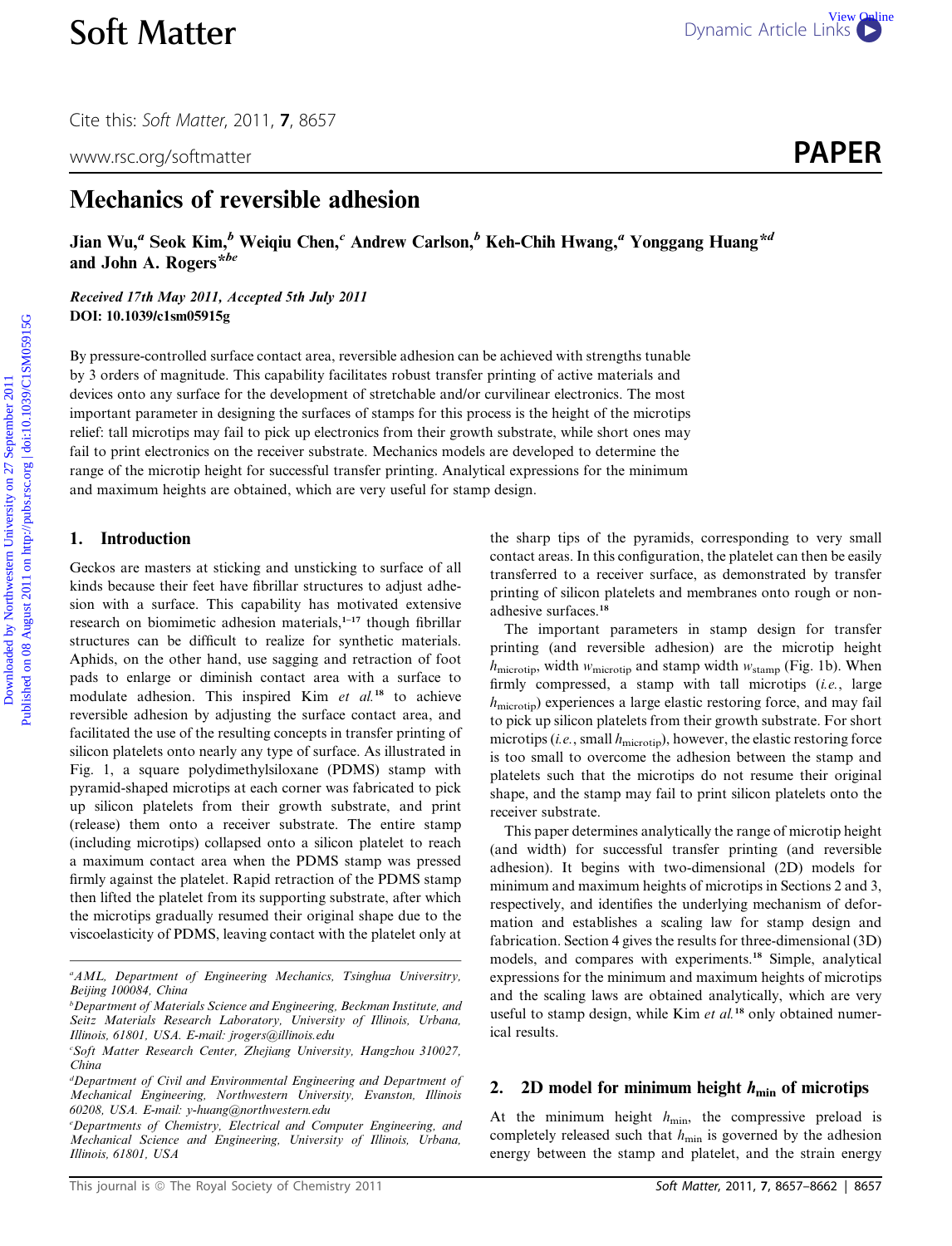# Mechanics of reversible adhesion

**Jian Wu,[a] Seok Kim,[b] Weiqiu Chen,[c] Andrew Carlson,[b] Keh-Chih Hwang,[a] Yonggang Huang\*[d] and John A. Rogers\*[be]**

*Received 17th May 2011, Accepted 5th July 2011*
**DOI: 10.1039/c1sm05915g**

By pressure-controlled surface contact area, reversible adhesion can be achieved with strengths tunable by 3 orders of magnitude. This capability facilitates robust transfer printing of active materials and devices onto any surface for the development of stretchable and/or curvilinear electronics. The most important parameter in designing the surfaces of stamps for this process is the height of the microtips relief: tall microtips may fail to pick up electronics from their growth substrate, while short ones may fail to print electronics on the receiver substrate. Mechanics models are developed to determine the range of the microtip height for successful transfer printing. Analytical expressions for the minimum and maximum heights are obtained, which are very useful for stamp design.

## 1. Introduction

Geckos are masters at sticking and unsticking to surface of all kinds because their feet have fibrillar structures to adjust adhesion with a surface. This capability has motivated extensive research on biomimetic adhesion materials,[1–17] though fibrillar structures can be difficult to realize for synthetic materials. Aphids, on the other hand, use sagging and retraction of foot pads to enlarge or diminish contact area with a surface to modulate adhesion. This inspired Kim *et al.*[18] to achieve reversible adhesion by adjusting the surface contact area, and facilitated the use of the resulting concepts in transfer printing of silicon platelets onto nearly any type of surface. As illustrated in Fig. 1, a square polydimethylsiloxane (PDMS) stamp with pyramid-shaped microtips at each corner was fabricated to pick up silicon platelets from their growth substrate, and print (release) them onto a receiver substrate. The entire stamp (including microtips) collapsed onto a silicon platelet to reach a maximum contact area when the PDMS stamp was pressed firmly against the platelet. Rapid retraction of the PDMS stamp then lifted the platelet from its supporting substrate, after which the microtips gradually resumed their original shape due to the viscoelasticity of PDMS, leaving contact with the platelet only at the sharp tips of the pyramids, corresponding to very small contact areas. In this configuration, the platelet can then be easily transferred to a receiver surface, as demonstrated by transfer printing of silicon platelets and membranes onto rough or non-adhesive surfaces.[18]

The important parameters in stamp design for transfer printing (and reversible adhesion) are the microtip height $h_{\mathrm{microtip}}$, width $w_{\mathrm{microtip}}$ and stamp width $w_{\mathrm{stamp}}$ (Fig. 1b). When firmly compressed, a stamp with tall microtips (*i.e.*, large $h_{\mathrm{microtip}}$) experiences a large elastic restoring force, and may fail to pick up silicon platelets from their growth substrate. For short microtips (*i.e.*, small $h_{\mathrm{microtip}}$), however, the elastic restoring force is too small to overcome the adhesion between the stamp and platelets such that the microtips do not resume their original shape, and the stamp may fail to print silicon platelets onto the receiver substrate.

This paper determines analytically the range of microtip height (and width) for successful transfer printing (and reversible adhesion). It begins with two-dimensional (2D) models for minimum and maximum heights of microtips in Sections 2 and 3, respectively, and identifies the underlying mechanism of deformation and establishes a scaling law for stamp design and fabrication. Section 4 gives the results for three-dimensional (3D) models, and compares with experiments.[18] Simple, analytical expressions for the minimum and maximum heights of microtips and the scaling laws are obtained analytically, which are very useful to stamp design, while Kim *et al.*[18] only obtained numerical results.

## 2. 2D model for minimum height $h_{\mathrm{min}}$ of microtips

At the minimum height $h_{\mathrm{min}}$, the compressive preload is completely released such that $h_{\mathrm{min}}$ is governed by the adhesion energy between the stamp and platelet, and the strain energy

[a] AML, Department of Engineering Mechanics, Tsinghua Univeristy, Beijing 100084, China
[b] Department of Materials Science and Engineering, Beckman Institute, and Seitz Materials Research Laboratory, University of Illinois, Urbana, Illinois, 61801, USA. E-mail: jrogers@illinois.edu
[c] Soft Matter Research Center, Zhejiang University, Hangzhou 310027, China
[d] Department of Civil and Environmental Engineering and Department of Mechanical Engineering, Northwestern University, Evanston, Illinois 60208, USA. E-mail: y-huang@northwestern.edu
[e] Departments of Chemistry, Electrical and Computer Engineering, and Mechanical Science and Engineering, University of Illinois, Urbana, Illinois, 61801, USA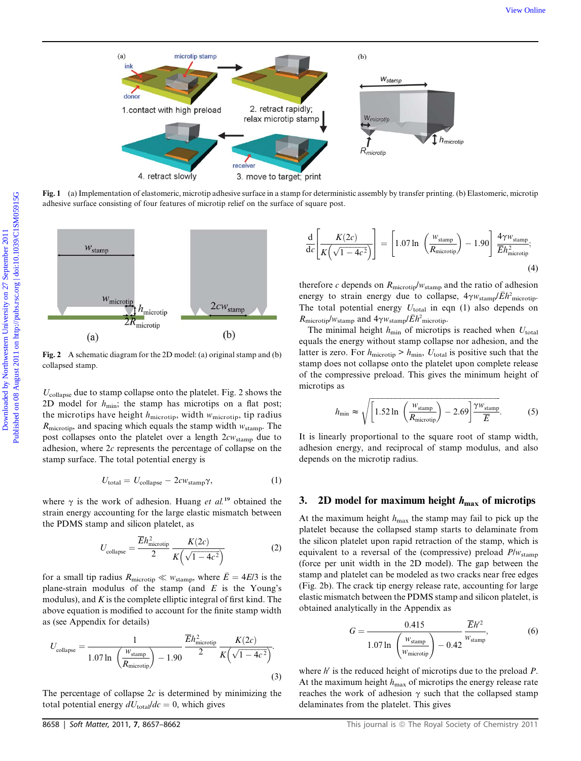Fig. 1 (a) Implementation of elastomeric, microtip adhesive surface in a stamp for deterministic assembly by transfer printing. (b) Elastomeric, microtip adhesive surface consisting of four features of microtip relief on the surface of square post.

Fig. 2 A schematic diagram for the 2D model: (a) original stamp and (b) collapsed stamp.

$U_{\text{collapse}}$ due to stamp collapse onto the platelet. Fig. 2 shows the 2D model for $h_{\min}$; the stamp has microtips on a flat post; the microtips have height $h_{\text{microtip}}$, width $w_{\text{microtip}}$, tip radius $R_{\text{microtip}}$, and spacing which equals the stamp width $w_{\text{stamp}}$. The post collapses onto the platelet over a length $2cw_{\text{stamp}}$ due to adhesion, where $2c$ represents the percentage of collapse on the stamp surface. The total potential energy is

$$U_{\text{total}} = U_{\text{collapse}} - 2cw_{\text{stamp}}\gamma, \tag{1}$$

where $\gamma$ is the work of adhesion. Huang *et al.*[19] obtained the strain energy accounting for the large elastic mismatch between the PDMS stamp and silicon platelet, as

$$U_{\text{collapse}} = \frac{\bar{E}h_{\text{microtip}}^2}{2}\frac{K(2c)}{K\left(\sqrt{1-4c^2}\right)} \tag{2}$$

for a small tip radius $R_{\text{microtip}} \ll w_{\text{stamp}}$, where $\bar{E} = 4E/3$ is the plane-strain modulus of the stamp (and $E$ is the Young's modulus), and $K$ is the complete elliptic integral of first kind. The above equation is modified to account for the finite stamp width as (see Appendix for details)

$$U_{\text{collapse}} = \frac{1}{1.07\ln\left(\frac{w_{\text{stamp}}}{R_{\text{microtip}}}\right) - 1.90}\frac{\bar{E}h_{\text{microtip}}^2}{2}\frac{K(2c)}{K\left(\sqrt{1-4c^2}\right)}. \tag{3}$$

The percentage of collapse $2c$ is determined by minimizing the total potential energy $dU_{\text{total}}/dc = 0$, which gives

$$\frac{d}{dc}\left[\frac{K(2c)}{K\left(\sqrt{1-4c^2}\right)}\right] = \left[1.07\ln\left(\frac{w_{\text{stamp}}}{R_{\text{microtip}}}\right) - 1.90\right]\frac{4\gamma w_{\text{stamp}}}{\bar{E}h_{\text{microtip}}^2}; \tag{4}$$

therefore $c$ depends on $R_{\text{microtip}}/w_{\text{stamp}}$ and the ratio of adhesion energy to strain energy due to collapse, $4\gamma w_{\text{stamp}}/\bar{E}h_{\text{microtip}}^2$. The total potential energy $U_{\text{total}}$ in eqn (1) also depends on $R_{\text{microtip}}/w_{\text{stamp}}$ and $4\gamma w_{\text{stamp}}/\bar{E}h_{\text{microtip}}^2$.

The minimal height $h_{\min}$ of microtips is reached when $U_{\text{total}}$ equals the energy without stamp collapse nor adhesion, and the latter is zero. For $h_{\text{microtip}} > h_{\min}$, $U_{\text{total}}$ is positive such that the stamp does not collapse onto the platelet upon complete release of the compressive preload. This gives the minimum height of microtips as

$$h_{\min} \approx \sqrt{\left[1.52\ln\left(\frac{w_{\text{stamp}}}{R_{\text{microtip}}}\right) - 2.69\right]\frac{\gamma w_{\text{stamp}}}{E}}. \tag{5}$$

It is linearly proportional to the square root of stamp width, adhesion energy, and reciprocal of stamp modulus, and also depends on the microtip radius.

## 3. 2D model for maximum height $h_{\max}$ of microtips

At the maximum height $h_{\max}$ the stamp may fail to pick up the platelet because the collapsed stamp starts to delaminate from the silicon platelet upon rapid retraction of the stamp, which is equivalent to a reversal of the (compressive) preload $P/w_{\text{stamp}}$ (force per unit width in the 2D model). The gap between the stamp and platelet can be modeled as two cracks near free edges (Fig. 2b). The crack tip energy release rate, accounting for large elastic mismatch between the PDMS stamp and silicon platelet, is obtained analytically in the Appendix as

$$G = \frac{0.415}{1.07\ln\left(\frac{w_{\text{stamp}}}{w_{\text{microtip}}}\right) - 0.42}\frac{\bar{E}h'^2}{w_{\text{stamp}}}, \tag{6}$$

where $h'$ is the reduced height of microtips due to the preload $P$. At the maximum height $h_{\max}$ of microtips the energy release rate reaches the work of adhesion $\gamma$ such that the collapsed stamp delaminates from the platelet. This gives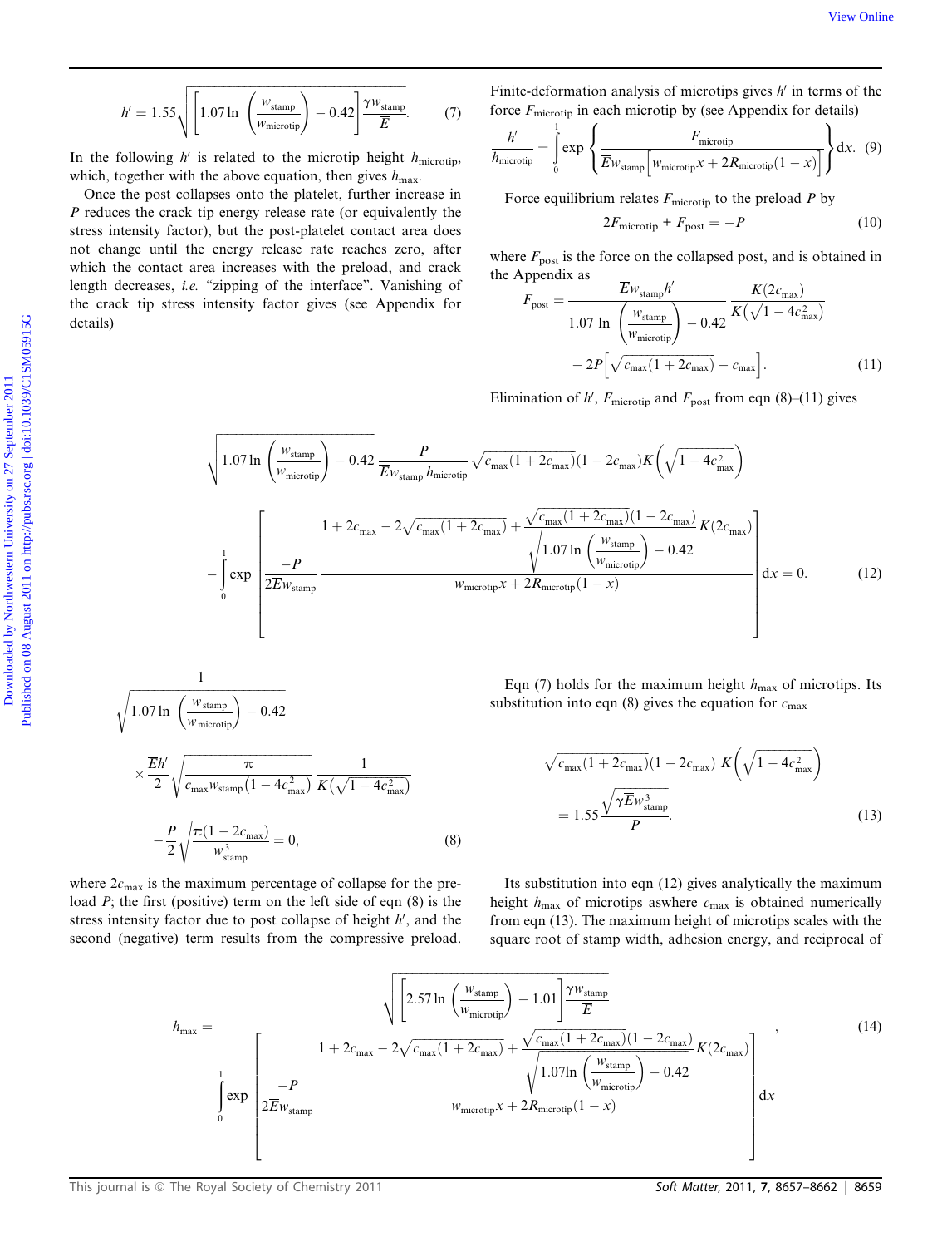$$h' = 1.55\sqrt{\left[1.07\ln\left(\frac{w_{\text{stamp}}}{w_{\text{microtip}}}\right) - 0.42\right]\frac{\gamma w_{\text{stamp}}}{\bar{E}}}. \quad (7)$$

In the following $h'$ is related to the microtip height $h_{\text{microtip}}$, which, together with the above equation, then gives $h_{\max}$.

Once the post collapses onto the platelet, further increase in $P$ reduces the crack tip energy release rate (or equivalently the stress intensity factor), but the post-platelet contact area does not change until the energy release rate reaches zero, after which the contact area increases with the preload, and crack length decreases, *i.e.* "zipping of the interface". Vanishing of the crack tip stress intensity factor gives (see Appendix for details)

$$\frac{1}{\sqrt{1.07\ln\left(\frac{w_{\text{stamp}}}{w_{\text{microtip}}}\right) - 0.42}} \times \frac{\bar{E}h'}{2}\sqrt{\frac{\pi}{c_{\max} w_{\text{stamp}}\left(1-4c_{\max}^2\right)}}\frac{1}{K\left(\sqrt{1-4c_{\max}^2}\right)} - \frac{P}{2}\sqrt{\frac{\pi(1-2c_{\max})}{w_{\text{stamp}}^3}} = 0, \quad (8)$$

where $2c_{\max}$ is the maximum percentage of collapse for the preload $P$; the first (positive) term on the left side of eqn (8) is the stress intensity factor due to post collapse of height $h'$, and the second (negative) term results from the compressive preload.

Finite-deformation analysis of microtips gives $h'$ in terms of the force $F_{\text{microtip}}$ in each microtip by (see Appendix for details)

$$\frac{h'}{h_{\text{microtip}}} = \int_0^1 \exp\left\{\frac{F_{\text{microtip}}}{\bar{E}w_{\text{stamp}}\left[w_{\text{microtip}}x + 2R_{\text{microtip}}(1-x)\right]}\right\}\mathrm{d}x. \quad (9)$$

Force equilibrium relates $F_{\text{microtip}}$ to the preload $P$ by

$$2F_{\text{microtip}} + F_{\text{post}} = -P \quad (10)$$

where $F_{\text{post}}$ is the force on the collapsed post, and is obtained in the Appendix as

$$F_{\text{post}} = \frac{\bar{E}w_{\text{stamp}}h'}{1.07\ln\left(\frac{w_{\text{stamp}}}{w_{\text{microtip}}}\right) - 0.42}\frac{K(2c_{\max})}{K\left(\sqrt{1-4c_{\max}^2}\right)} - 2P\left[\sqrt{c_{\max}(1+2c_{\max})} - c_{\max}\right]. \quad (11)$$

Elimination of $h'$, $F_{\text{microtip}}$ and $F_{\text{post}}$ from eqn (8)–(11) gives

$$\sqrt{1.07\ln\left(\frac{w_{\text{stamp}}}{w_{\text{microtip}}}\right) - 0.42}\,\frac{P}{\bar{E}w_{\text{stamp}}h_{\text{microtip}}}\sqrt{c_{\max}(1+2c_{\max})}(1-2c_{\max})K\left(\sqrt{1-4c_{\max}^2}\right) - \int_0^1 \exp\left[\frac{-P}{2\bar{E}w_{\text{stamp}}}\,\frac{1+2c_{\max} - 2\sqrt{c_{\max}(1+2c_{\max})} + \frac{\sqrt{c_{\max}(1+2c_{\max})}(1-2c_{\max})}{\sqrt{1.07\ln\left(\frac{w_{\text{stamp}}}{w_{\text{microtip}}}\right) - 0.42}}K(2c_{\max})}{w_{\text{microtip}}x + 2R_{\text{microtip}}(1-x)}\right]\mathrm{d}x = 0. \quad (12)$$

Eqn (7) holds for the maximum height $h_{\max}$ of microtips. Its substitution into eqn (8) gives the equation for $c_{\max}$

$$\sqrt{c_{\max}(1+2c_{\max})}(1-2c_{\max})\,K\left(\sqrt{1-4c_{\max}^2}\right) = 1.55\frac{\sqrt{\gamma\bar{E}w_{\text{stamp}}^3}}{P}. \quad (13)$$

Its substitution into eqn (12) gives analytically the maximum height $h_{\max}$ of microtips aswhere $c_{\max}$ is obtained numerically from eqn (13). The maximum height of microtips scales with the square root of stamp width, adhesion energy, and reciprocal of

$$h_{\max} = \frac{\sqrt{\left[2.57\ln\left(\frac{w_{\text{stamp}}}{w_{\text{microtip}}}\right) - 1.01\right]\frac{\gamma w_{\text{stamp}}}{\bar{E}}}}{\int_0^1 \exp\left[\frac{-P}{2\bar{E}w_{\text{stamp}}}\,\frac{1+2c_{\max} - 2\sqrt{c_{\max}(1+2c_{\max})} + \frac{\sqrt{c_{\max}(1+2c_{\max})}(1-2c_{\max})}{\sqrt{1.07\ln\left(\frac{w_{\text{stamp}}}{w_{\text{microtip}}}\right) - 0.42}}K(2c_{\max})}{w_{\text{microtip}}x + 2R_{\text{microtip}}(1-x)}\right]\mathrm{d}x}, \quad (14)$$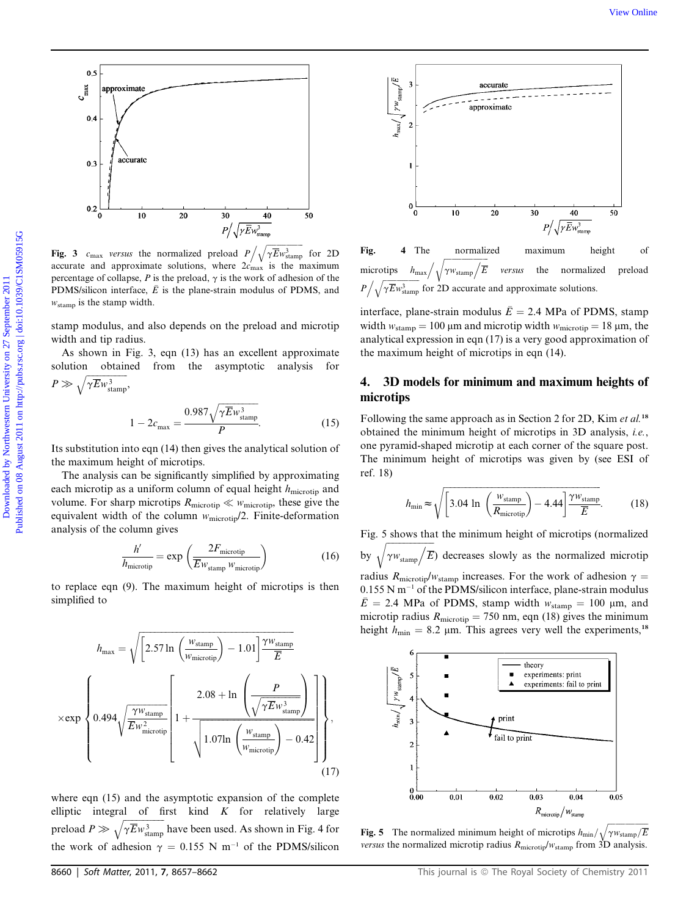Fig. 3 $c_{max}$ *versus* the normalized preload $P\Big/\sqrt{\gamma \bar{E} w_{stamp}^3}$ for 2D accurate and approximate solutions, where $2c_{max}$ is the maximum percentage of collapse, $P$ is the preload, $\gamma$ is the work of adhesion of the PDMS/silicon interface, $\bar{E}$ is the plane-strain modulus of PDMS, and $w_{stamp}$ is the stamp width.

Fig. 4 The normalized maximum height of microtips $h_{max}\Big/\sqrt{\gamma w_{stamp}/\bar{E}}$ *versus* the normalized preload $P\Big/\sqrt{\gamma \bar{E} w_{stamp}^3}$ for 2D accurate and approximate solutions.

stamp modulus, and also depends on the preload and microtip width and tip radius.

As shown in Fig. 3, eqn (13) has an excellent approximate solution obtained from the asymptotic analysis for $P \gg \sqrt{\gamma \bar{E} w_{stamp}^3}$,

$$1 - 2c_{max} = \frac{0.987\sqrt{\gamma \bar{E} w_{stamp}^3}}{P}. \tag{15}$$

Its substitution into eqn (14) then gives the analytical solution of the maximum height of microtips.

The analysis can be significantly simplified by approximating each microtip as a uniform column of equal height $h_{microtip}$ and volume. For sharp microtips $R_{microtip} \ll w_{microtip}$, these give the equivalent width of the column $w_{microtip}/2$. Finite-deformation analysis of the column gives

$$\frac{h'}{h_{microtip}} = \exp\left(\frac{2F_{microtip}}{\bar{E} w_{stamp}\, w_{microtip}}\right) \tag{16}$$

to replace eqn (9). The maximum height of microtips is then simplified to

$$h_{max} = \sqrt{\left[2.57 \ln\left(\frac{w_{stamp}}{w_{microtip}}\right) - 1.01\right]\frac{\gamma w_{stamp}}{\bar{E}}} \times \exp\left\{0.494\sqrt{\frac{\gamma w_{stamp}}{\bar{E} w_{microtip}^2}}\left[1 + \frac{2.08 + \ln\left(\dfrac{P}{\sqrt{\gamma \bar{E} w_{stamp}^3}}\right)}{\sqrt{1.07 \ln\left(\dfrac{w_{stamp}}{w_{microtip}}\right) - 0.42}}\right]\right\}, \tag{17}$$

where eqn (15) and the asymptotic expansion of the complete elliptic integral of first kind $K$ for relatively large preload $P \gg \sqrt{\gamma \bar{E} w_{stamp}^3}$ have been used. As shown in Fig. 4 for the work of adhesion $\gamma = 0.155$ N m$^{-1}$ of the PDMS/silicon interface, plane-strain modulus $\bar{E} = 2.4$ MPa of PDMS, stamp width $w_{stamp} = 100$ μm and microtip width $w_{microtip} = 18$ μm, the analytical expression in eqn (17) is a very good approximation of the maximum height of microtips in eqn (14).

## 4. 3D models for minimum and maximum heights of microtips

Following the same approach as in Section 2 for 2D, Kim *et al.*[18] obtained the minimum height of microtips in 3D analysis, *i.e.*, one pyramid-shaped microtip at each corner of the square post. The minimum height of microtips was given by (see ESI of ref. 18)

$$h_{min} \approx \sqrt{\left[3.04 \ln\left(\frac{w_{stamp}}{R_{microtip}}\right) - 4.44\right]\frac{\gamma w_{stamp}}{\bar{E}}}. \tag{18}$$

Fig. 5 shows that the minimum height of microtips (normalized by $\sqrt{\gamma w_{stamp}/\bar{E}}$) decreases slowly as the normalized microtip radius $R_{microtip}/w_{stamp}$ increases. For the work of adhesion $\gamma = 0.155$ N m$^{-1}$ of the PDMS/silicon interface, plane-strain modulus $\bar{E} = 2.4$ MPa of PDMS, stamp width $w_{stamp} = 100$ μm, and microtip radius $R_{microtip} = 750$ nm, eqn (18) gives the minimum height $h_{min} = 8.2$ μm. This agrees very well the experiments,[18]

Fig. 5 The normalized minimum height of microtips $h_{min}\Big/\sqrt{\gamma w_{stamp}/\bar{E}}$ *versus* the normalized microtip radius $R_{microtip}/w_{stamp}$ from 3D analysis.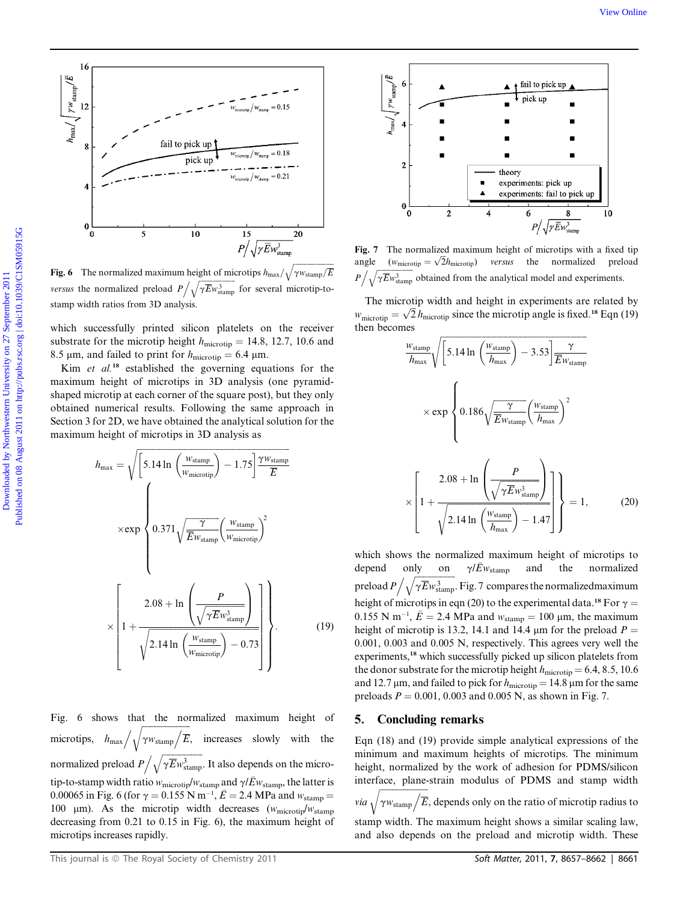Fig. 6 The normalized maximum height of microtips $h_{max}/\sqrt{\gamma w_{stamp}/\bar{E}}$ *versus* the normalized preload $P/\sqrt{\gamma \bar{E} w_{stamp}^3}$ for several microtip-to-stamp width ratios from 3D analysis.

which successfully printed silicon platelets on the receiver substrate for the microtip height $h_{microtip}$ = 14.8, 12.7, 10.6 and 8.5 μm, and failed to print for $h_{microtip}$ = 6.4 μm.

Kim *et al.*[18] established the governing equations for the maximum height of microtips in 3D analysis (one pyramid-shaped microtip at each corner of the square post), but they only obtained numerical results. Following the same approach in Section 3 for 2D, we have obtained the analytical solution for the maximum height of microtips in 3D analysis as

$$h_{max} = \sqrt{\left[5.14\ln\left(\frac{w_{stamp}}{w_{microtip}}\right) - 1.75\right]\frac{\gamma w_{stamp}}{\bar{E}}} \times \exp\left\{0.371\sqrt{\frac{\gamma}{\bar{E}w_{stamp}}}\left(\frac{w_{stamp}}{w_{microtip}}\right)^2 \times \left[1 + \frac{2.08 + \ln\left(\dfrac{P}{\sqrt{\gamma \bar{E} w_{stamp}^3}}\right)}{\sqrt{2.14\ln\left(\dfrac{w_{stamp}}{w_{microtip}}\right) - 0.73}}\right]\right\}. \tag{19}$$

Fig. 6 shows that the normalized maximum height of microtips, $h_{max}/\sqrt{\gamma w_{stamp}/\bar{E}}$, increases slowly with the normalized preload $P/\sqrt{\gamma \bar{E} w_{stamp}^3}$. It also depends on the microtip-to-stamp width ratio $w_{microtip}/w_{stamp}$ and $\gamma/\bar{E}w_{stamp}$, the latter is 0.00065 in Fig. 6 (for $\gamma$ = 0.155 N m$^{-1}$, $\bar{E}$ = 2.4 MPa and $w_{stamp}$ = 100 μm). As the microtip width decreases ($w_{microtip}/w_{stamp}$ decreasing from 0.21 to 0.15 in Fig. 6), the maximum height of microtips increases rapidly.

Fig. 7 The normalized maximum height of microtips with a fixed tip angle ($w_{microtip} = \sqrt{2}h_{microtip}$) *versus* the normalized preload $P/\sqrt{\gamma \bar{E} w_{stamp}^3}$ obtained from the analytical model and experiments.

The microtip width and height in experiments are related by $w_{microtip} = \sqrt{2}\,h_{microtip}$ since the microtip angle is fixed.[18] Eqn (19) then becomes

$$\frac{w_{stamp}}{h_{max}}\sqrt{\left[5.14\ln\left(\frac{w_{stamp}}{h_{max}}\right) - 3.53\right]\frac{\gamma}{\bar{E}w_{stamp}}} \times \exp\left\{0.186\sqrt{\frac{\gamma}{\bar{E}w_{stamp}}}\left(\frac{w_{stamp}}{h_{max}}\right)^2 \times \left[1 + \frac{2.08 + \ln\left(\dfrac{P}{\sqrt{\gamma \bar{E} w_{stamp}^3}}\right)}{\sqrt{2.14\ln\left(\dfrac{w_{stamp}}{h_{max}}\right) - 1.47}}\right]\right\} = 1, \tag{20}$$

which shows the normalized maximum height of microtips to depend only on $\gamma/\bar{E}w_{stamp}$ and the normalized preload $P/\sqrt{\gamma \bar{E} w_{stamp}^3}$. Fig. 7 compares the normalized maximum height of microtips in eqn (20) to the experimental data.[18] For $\gamma$ = 0.155 N m$^{-1}$, $\bar{E}$ = 2.4 MPa and $w_{stamp}$ = 100 μm, the maximum height of microtip is 13.2, 14.1 and 14.4 μm for the preload $P$ = 0.001, 0.003 and 0.005 N, respectively. This agrees very well the experiments,[18] which successfully picked up silicon platelets from the donor substrate for the microtip height $h_{microtip}$ = 6.4, 8.5, 10.6 and 12.7 μm, and failed to pick for $h_{microtip}$ = 14.8 μm for the same preloads $P$ = 0.001, 0.003 and 0.005 N, as shown in Fig. 7.

## 5. Concluding remarks

Eqn (18) and (19) provide simple analytical expressions of the minimum and maximum heights of microtips. The minimum height, normalized by the work of adhesion for PDMS/silicon interface, plane-strain modulus of PDMS and stamp width *via* $\sqrt{\gamma w_{stamp}/\bar{E}}$, depends only on the ratio of microtip radius to stamp width. The maximum height shows a similar scaling law, and also depends on the preload and microtip width. These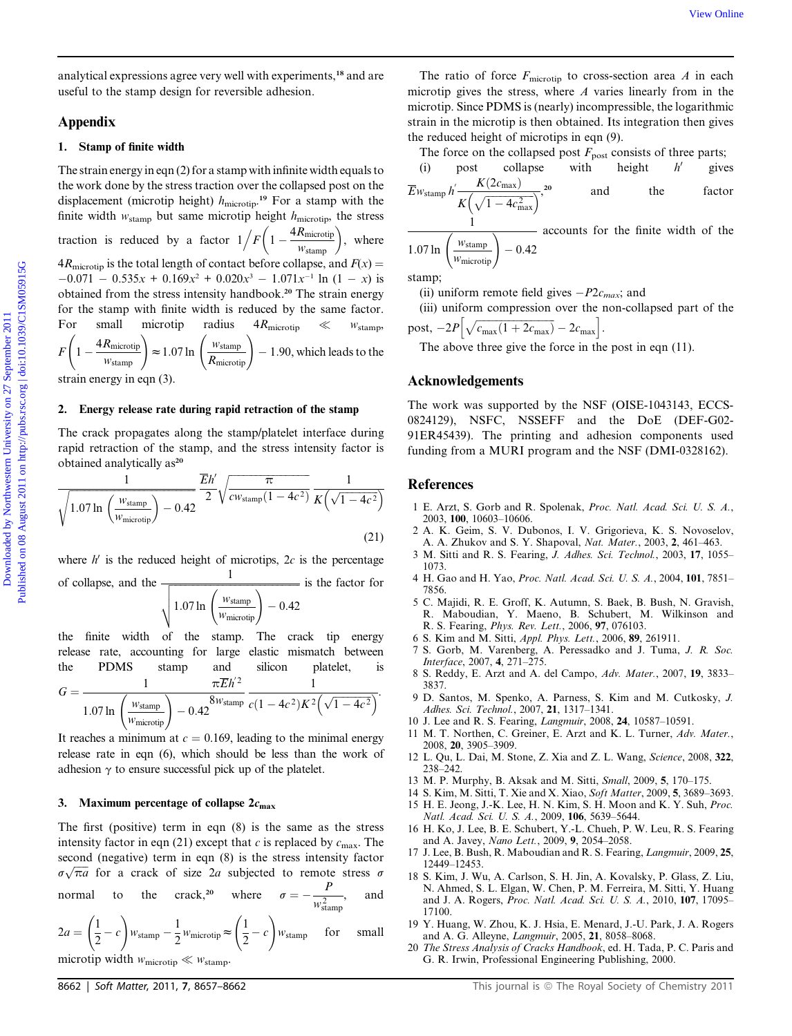analytical expressions agree very well with experiments,[18] and are useful to the stamp design for reversible adhesion.

## Appendix

### 1. Stamp of finite width

The strain energy in eqn (2) for a stamp with infinite width equals to the work done by the stress traction over the collapsed post on the displacement (microtip height) $h_{\text{microtip}}$.[19] For a stamp with the finite width $w_{\text{stamp}}$ but same microtip height $h_{\text{microtip}}$, the stress traction is reduced by a factor $1\Big/F\left(1-\frac{4R_{\text{microtip}}}{w_{\text{stamp}}}\right)$, where $4R_{\text{microtip}}$ is the total length of contact before collapse, and $F(x) = -0.071 - 0.535x + 0.169x^2 + 0.020x^3 - 1.071x^{-1}\ln(1-x)$ is obtained from the stress intensity handbook.[20] The strain energy for the stamp with finite width is reduced by the same factor. For small microtip radius $4R_{\text{microtip}} \ll w_{\text{stamp}}$, $F\left(1-\frac{4R_{\text{microtip}}}{w_{\text{stamp}}}\right) \approx 1.07\ln\left(\frac{w_{\text{stamp}}}{R_{\text{microtip}}}\right) - 1.90$, which leads to the strain energy in eqn (3).

### 2. Energy release rate during rapid retraction of the stamp

The crack propagates along the stamp/platelet interface during rapid retraction of the stamp, and the stress intensity factor is obtained analytically as[20]

$$\frac{1}{\sqrt{1.07\ln\left(\frac{w_{\text{stamp}}}{w_{\text{microtip}}}\right)-0.42}}\frac{\bar{E}h'}{2}\sqrt{\frac{\pi}{cw_{\text{stamp}}(1-4c^2)}}\frac{1}{K\left(\sqrt{1-4c^2}\right)} \tag{21}$$

where $h'$ is the reduced height of microtips, $2c$ is the percentage of collapse, and the $\frac{1}{\sqrt{1.07\ln\left(\frac{w_{\text{stamp}}}{w_{\text{microtip}}}\right)-0.42}}$ is the factor for the finite width of the stamp. The crack tip energy release rate, accounting for large elastic mismatch between the PDMS stamp and silicon platelet, is $G = \frac{1}{1.07\ln\left(\frac{w_{\text{stamp}}}{w_{\text{microtip}}}\right)-0.42}\frac{\pi\bar{E}h'^2}{8w_{\text{stamp}}}\frac{1}{c(1-4c^2)K^2\left(\sqrt{1-4c^2}\right)}$.

It reaches a minimum at $c = 0.169$, leading to the minimal energy release rate in eqn (6), which should be less than the work of adhesion $\gamma$ to ensure successful pick up of the platelet.

### 3. Maximum percentage of collapse $2c_{\max}$

The first (positive) term in eqn (8) is the same as the stress intensity factor in eqn (21) except that $c$ is replaced by $c_{\max}$. The second (negative) term in eqn (8) is the stress intensity factor $\sigma\sqrt{\pi a}$ for a crack of size $2a$ subjected to remote stress $\sigma$ normal to the crack,[20] where $\sigma = -\frac{P}{w_{\text{stamp}}^2}$, and $2a = \left(\frac{1}{2}-c\right)w_{\text{stamp}} - \frac{1}{2}w_{\text{microtip}} \approx \left(\frac{1}{2}-c\right)w_{\text{stamp}}$ for small microtip width $w_{\text{microtip}} \ll w_{\text{stamp}}$.

The ratio of force $F_{\text{microtip}}$ to cross-section area $A$ in each microtip gives the stress, where $A$ varies linearly from in the microtip. Since PDMS is (nearly) incompressible, the logarithmic strain in the microtip is then obtained. Its integration then gives the reduced height of microtips in eqn (9).

The force on the collapsed post $F_{\text{post}}$ consists of three parts;

(i) post collapse with height $h'$ gives $\bar{E}w_{\text{stamp}}h'\frac{K(2c_{\max})}{K\left(\sqrt{1-4c_{\max}^2}\right)}$,[20] and the factor $\frac{1}{1.07\ln\left(\frac{w_{\text{stamp}}}{w_{\text{microtip}}}\right)-0.42}$ accounts for the finite width of the stamp;

(ii) uniform remote field gives $-P2c_{max}$; and

(iii) uniform compression over the non-collapsed part of the post, $-2P\left[\sqrt{c_{\max}(1+2c_{\max})} - 2c_{\max}\right]$.

The above three give the force in the post in eqn (11).

## Acknowledgements

The work was supported by the NSF (OISE-1043143, ECCS-0824129), NSFC, NSSEFF and the DoE (DEF-G02-91ER45439). The printing and adhesion components used funding from a MURI program and the NSF (DMI-0328162).

## References

1. E. Arzt, S. Gorb and R. Spolenak, *Proc. Natl. Acad. Sci. U. S. A.*, 2003, **100**, 10603–10606.
2. A. K. Geim, S. V. Dubonos, I. V. Grigorieva, K. S. Novoselov, A. A. Zhukov and S. Y. Shapoval, *Nat. Mater.*, 2003, **2**, 461–463.
3. M. Sitti and R. S. Fearing, *J. Adhes. Sci. Technol.*, 2003, **17**, 1055–1073.
4. H. Gao and H. Yao, *Proc. Natl. Acad. Sci. U. S. A.*, 2004, **101**, 7851–7856.
5. C. Majidi, R. E. Groff, K. Autumn, S. Baek, B. Bush, N. Gravish, R. Maboudian, Y. Maeno, B. Schubert, M. Wilkinson and R. S. Fearing, *Phys. Rev. Lett.*, 2006, **97**, 076103.
6. S. Kim and M. Sitti, *Appl. Phys. Lett.*, 2006, **89**, 261911.
7. S. Gorb, M. Varenberg, A. Peressadko and J. Tuma, *J. R. Soc. Interface*, 2007, **4**, 271–275.
8. S. Reddy, E. Arzt and A. del Campo, *Adv. Mater.*, 2007, **19**, 3833–3837.
9. D. Santos, M. Spenko, A. Parness, S. Kim and M. Cutkosky, *J. Adhes. Sci. Technol.*, 2007, **21**, 1317–1341.
10. J. Lee and R. S. Fearing, *Langmuir*, 2008, **24**, 10587–10591.
11. M. T. Northen, C. Greiner, E. Arzt and K. L. Turner, *Adv. Mater.*, 2008, **20**, 3905–3909.
12. L. Qu, L. Dai, M. Stone, Z. Xia and Z. L. Wang, *Science*, 2008, **322**, 238–242.
13. M. P. Murphy, B. Aksak and M. Sitti, *Small*, 2009, **5**, 170–175.
14. S. Kim, M. Sitti, T. Xie and X. Xiao, *Soft Matter*, 2009, **5**, 3689–3693.
15. H. E. Jeong, J.-K. Lee, H. N. Kim, S. H. Moon and K. Y. Suh, *Proc. Natl. Acad. Sci. U. S. A.*, 2009, **106**, 5639–5644.
16. H. Ko, J. Lee, B. E. Schubert, Y.-L. Chueh, P. W. Leu, R. S. Fearing and A. Javey, *Nano Lett.*, 2009, **9**, 2054–2058.
17. J. Lee, B. Bush, R. Maboudian and R. S. Fearing, *Langmuir*, 2009, **25**, 12449–12453.
18. S. Kim, J. Wu, A. Carlson, S. H. Jin, A. Kovalsky, P. Glass, Z. Liu, N. Ahmed, S. L. Elgan, W. Chen, P. M. Ferreira, M. Sitti, Y. Huang and J. A. Rogers, *Proc. Natl. Acad. Sci. U. S. A.*, 2010, **107**, 17095–17100.
19. Y. Huang, W. Zhou, K. J. Hsia, E. Menard, J.-U. Park, J. A. Rogers and A. G. Alleyne, *Langmuir*, 2005, **21**, 8058–8068.
20. *The Stress Analysis of Cracks Handbook*, ed. H. Tada, P. C. Paris and G. R. Irwin, Professional Engineering Publishing, 2000.